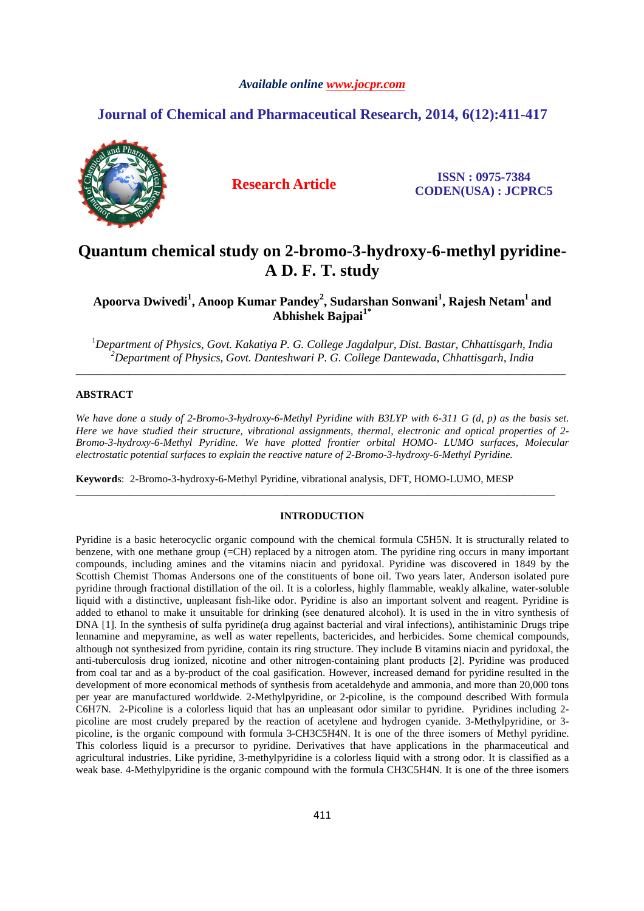*Available online www.jocpr.com*

## Journal of Chemical and Pharmaceutical Research, 2014, 6(12):411-417

**Research Article**

**ISSN : 0975-7384**
**CODEN(USA) : JCPRC5**

# Quantum chemical study on 2-bromo-3-hydroxy-6-methyl pyridine-A D. F. T. study

**Apoorva Dwivedi[1], Anoop Kumar Pandey[2], Sudarshan Sonwani[1], Rajesh Netam[1] and Abhishek Bajpai[1*]**

[1]*Department of Physics, Govt. Kakatiya P. G. College Jagdalpur, Dist. Bastar, Chhattisgarh, India*
[2]*Department of Physics, Govt. Danteshwari P. G. College Dantewada, Chhattisgarh, India*

---

### ABSTRACT

*We have done a study of 2-Bromo-3-hydroxy-6-Methyl Pyridine with B3LYP with 6-311 G (d, p) as the basis set. Here we have studied their structure, vibrational assignments, thermal, electronic and optical properties of 2-Bromo-3-hydroxy-6-Methyl Pyridine. We have plotted frontier orbital HOMO- LUMO surfaces, Molecular electrostatic potential surfaces to explain the reactive nature of 2-Bromo-3-hydroxy-6-Methyl Pyridine.*

**Keywords**: 2-Bromo-3-hydroxy-6-Methyl Pyridine, vibrational analysis, DFT, HOMO-LUMO, MESP

---

### INTRODUCTION

Pyridine is a basic heterocyclic organic compound with the chemical formula $C_5H_5N$. It is structurally related to benzene, with one methane group (=CH) replaced by a nitrogen atom. The pyridine ring occurs in many important compounds, including amines and the vitamins niacin and pyridoxal. Pyridine was discovered in 1849 by the Scottish Chemist Thomas Andersons one of the constituents of bone oil. Two years later, Anderson isolated pure pyridine through fractional distillation of the oil. It is a colorless, highly flammable, weakly alkaline, water-soluble liquid with a distinctive, unpleasant fish-like odor. Pyridine is also an important solvent and reagent. Pyridine is added to ethanol to make it unsuitable for drinking (see denatured alcohol). It is used in the in vitro synthesis of DNA [1]. In the synthesis of sulfa pyridine(a drug against bacterial and viral infections), antihistaminic Drugs tripe lennamine and mepyramine, as well as water repellents, bactericides, and herbicides. Some chemical compounds, although not synthesized from pyridine, contain its ring structure. They include B vitamins niacin and pyridoxal, the anti-tuberculosis drug ionized, nicotine and other nitrogen-containing plant products [2]. Pyridine was produced from coal tar and as a by-product of the coal gasification. However, increased demand for pyridine resulted in the development of more economical methods of synthesis from acetaldehyde and ammonia, and more than 20,000 tons per year are manufactured worldwide. 2-Methylpyridine, or 2-picoline, is the compound described With formula $C_6H_7N$. 2-Picoline is a colorless liquid that has an unpleasant odor similar to pyridine. Pyridines including 2-picoline are most crudely prepared by the reaction of acetylene and hydrogen cyanide. 3-Methylpyridine, or 3-picoline, is the organic compound with formula 3-$CH_3C_5H_4N$. It is one of the three isomers of Methyl pyridine. This colorless liquid is a precursor to pyridine. Derivatives that have applications in the pharmaceutical and agricultural industries. Like pyridine, 3-methylpyridine is a colorless liquid with a strong odor. It is classified as a weak base. 4-Methylpyridine is the organic compound with the formula $CH_3C_5H_4N$. It is one of the three isomers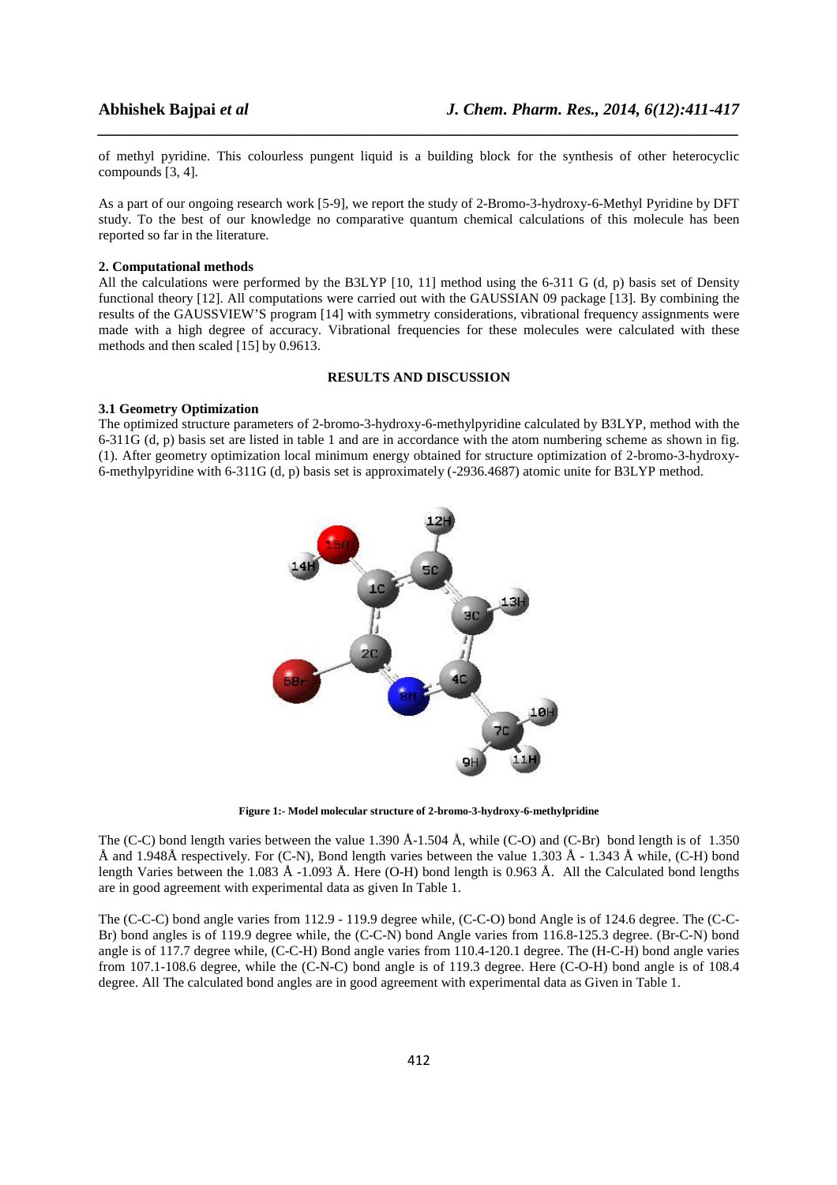of methyl pyridine. This colourless pungent liquid is a building block for the synthesis of other heterocyclic compounds [3, 4].

As a part of our ongoing research work [5-9], we report the study of 2-Bromo-3-hydroxy-6-Methyl Pyridine by DFT study. To the best of our knowledge no comparative quantum chemical calculations of this molecule has been reported so far in the literature.

### 2. Computational methods

All the calculations were performed by the B3LYP [10, 11] method using the 6-311 G (d, p) basis set of Density functional theory [12]. All computations were carried out with the GAUSSIAN 09 package [13]. By combining the results of the GAUSSVIEW'S program [14] with symmetry considerations, vibrational frequency assignments were made with a high degree of accuracy. Vibrational frequencies for these molecules were calculated with these methods and then scaled [15] by 0.9613.

## RESULTS AND DISCUSSION

### 3.1 Geometry Optimization

The optimized structure parameters of 2-bromo-3-hydroxy-6-methylpyridine calculated by B3LYP, method with the 6-311G (d, p) basis set are listed in table 1 and are in accordance with the atom numbering scheme as shown in fig. (1). After geometry optimization local minimum energy obtained for structure optimization of 2-bromo-3-hydroxy-6-methylpyridine with 6-311G (d, p) basis set is approximately (-2936.4687) atomic unite for B3LYP method.

**Figure 1:- Model molecular structure of 2-bromo-3-hydroxy-6-methylpridine**

The (C-C) bond length varies between the value 1.390 Å-1.504 Å, while (C-O) and (C-Br) bond length is of 1.350 Å and 1.948Å respectively. For (C-N), Bond length varies between the value 1.303 Å - 1.343 Å while, (C-H) bond length Varies between the 1.083 Å -1.093 Å. Here (O-H) bond length is 0.963 Å. All the Calculated bond lengths are in good agreement with experimental data as given In Table 1.

The (C-C-C) bond angle varies from 112.9 - 119.9 degree while, (C-C-O) bond Angle is of 124.6 degree. The (C-C-Br) bond angles is of 119.9 degree while, the (C-C-N) bond Angle varies from 116.8-125.3 degree. (Br-C-N) bond angle is of 117.7 degree while, (C-C-H) Bond angle varies from 110.4-120.1 degree. The (H-C-H) bond angle varies from 107.1-108.6 degree, while the (C-N-C) bond angle is of 119.3 degree. Here (C-O-H) bond angle is of 108.4 degree. All The calculated bond angles are in good agreement with experimental data as Given in Table 1.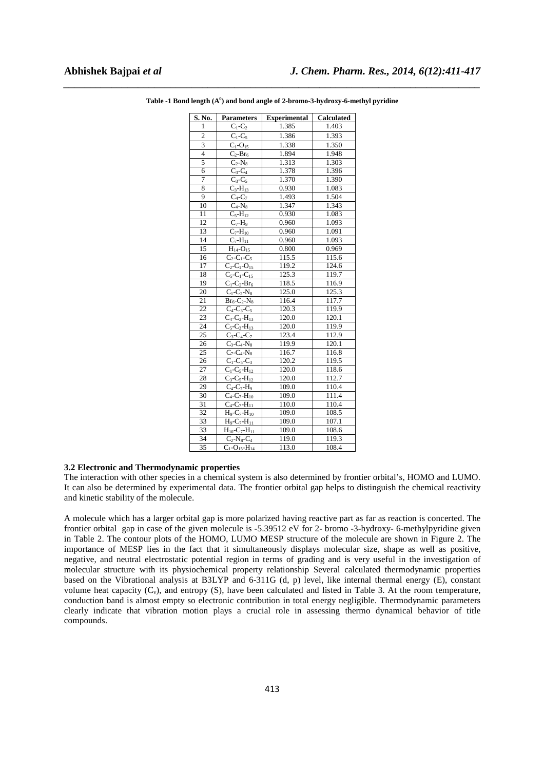**Table -1 Bond length ($A^0$) and bond angle of 2-bromo-3-hydroxy-6-methyl pyridine**

| S. No. | Parameters | Experimental | Calculated |
|---|---|---|---|
| 1 | $C_1$-$C_2$ | 1.385 | 1.403 |
| 2 | $C_1$-$C_5$ | 1.386 | 1.393 |
| 3 | $C_1$-$O_{15}$ | 1.338 | 1.350 |
| 4 | $C_2$-$Br_6$ | 1.894 | 1.948 |
| 5 | $C_2$-$N_8$ | 1.313 | 1.303 |
| 6 | $C_3$-$C_4$ | 1.378 | 1.396 |
| 7 | $C_3$-$C_5$ | 1.370 | 1.390 |
| 8 | $C_3$-$H_{13}$ | 0.930 | 1.083 |
| 9 | $C_4$-$C_7$ | 1.493 | 1.504 |
| 10 | $C_4$-$N_8$ | 1.347 | 1.343 |
| 11 | $C_5$-$H_{12}$ | 0.930 | 1.083 |
| 12 | $C_7$-$H_9$ | 0.960 | 1.093 |
| 13 | $C_7$-$H_{10}$ | 0.960 | 1.091 |
| 14 | $C_7$-$H_{11}$ | 0.960 | 1.093 |
| 15 | $H_{14}$-$O_{15}$ | 0.800 | 0.969 |
| 16 | $C_2$-$C_1$-$C_5$ | 115.5 | 115.6 |
| 17 | $C_2$-$C_1$-$O_{15}$ | 119.2 | 124.6 |
| 18 | $C_5$-$C_1$-$C_{15}$ | 125.3 | 119.7 |
| 19 | $C_1$-$C_2$-$Br_6$ | 118.5 | 116.9 |
| 20 | $C_1$-$C_2$-$N_8$ | 125.0 | 125.3 |
| 21 | $Br_6$-$C_2$-$N_8$ | 116.4 | 117.7 |
| 22 | $C_4$-$C_3$-$C_5$ | 120.3 | 119.9 |
| 23 | $C_4$-$C_3$-$H_{13}$ | 120.0 | 120.1 |
| 24 | $C_5$-$C_3$-$H_{13}$ | 120.0 | 119.9 |
| 25 | $C_3$-$C_4$-$C_7$ | 123.4 | 112.9 |
| 26 | $C_3$-$C_4$-$N_8$ | 119.9 | 120.1 |
| 25 | $C_7$-$C_4$-$N_8$ | 116.7 | 116.8 |
| 26 | $C_1$-$C_5$-$C_3$ | 120.2 | 119.5 |
| 27 | $C_1$-$C_5$-$H_{12}$ | 120.0 | 118.6 |
| 28 | $C_3$-$C_5$-$H_{12}$ | 120.0 | 112.7 |
| 29 | $C_4$-$C_7$-$H_9$ | 109.0 | 110.4 |
| 30 | $C_4$-$C_7$-$H_{10}$ | 109.0 | 111.4 |
| 31 | $C_4$-$C_7$-$H_{11}$ | 110.0 | 110.4 |
| 32 | $H_9$-$C_7$-$H_{10}$ | 109.0 | 108.5 |
| 33 | $H_9$-$C_7$-$H_{11}$ | 109.0 | 107.1 |
| 33 | $H_{10}$-$C_7$-$H_{11}$ | 109.0 | 108.6 |
| 34 | $C_2$-$N_8$-$C_4$ | 119.0 | 119.3 |
| 35 | $C_1$-$O_{15}$-$H_{14}$ | 113.0 | 108.4 |

### 3.2 Electronic and Thermodynamic properties

The interaction with other species in a chemical system is also determined by frontier orbital's, HOMO and LUMO. It can also be determined by experimental data. The frontier orbital gap helps to distinguish the chemical reactivity and kinetic stability of the molecule.

A molecule which has a larger orbital gap is more polarized having reactive part as far as reaction is concerted. The frontier orbital gap in case of the given molecule is -5.39512 eV for 2- bromo -3-hydroxy- 6-methylpyridine given in Table 2. The contour plots of the HOMO, LUMO MESP structure of the molecule are shown in Figure 2. The importance of MESP lies in the fact that it simultaneously displays molecular size, shape as well as positive, negative, and neutral electrostatic potential region in terms of grading and is very useful in the investigation of molecular structure with its physiochemical property relationship Several calculated thermodynamic properties based on the Vibrational analysis at B3LYP and 6-311G (d, p) level, like internal thermal energy (E), constant volume heat capacity ($C_v$), and entropy (S), have been calculated and listed in Table 3. At the room temperature, conduction band is almost empty so electronic contribution in total energy negligible. Thermodynamic parameters clearly indicate that vibration motion plays a crucial role in assessing thermo dynamical behavior of title compounds.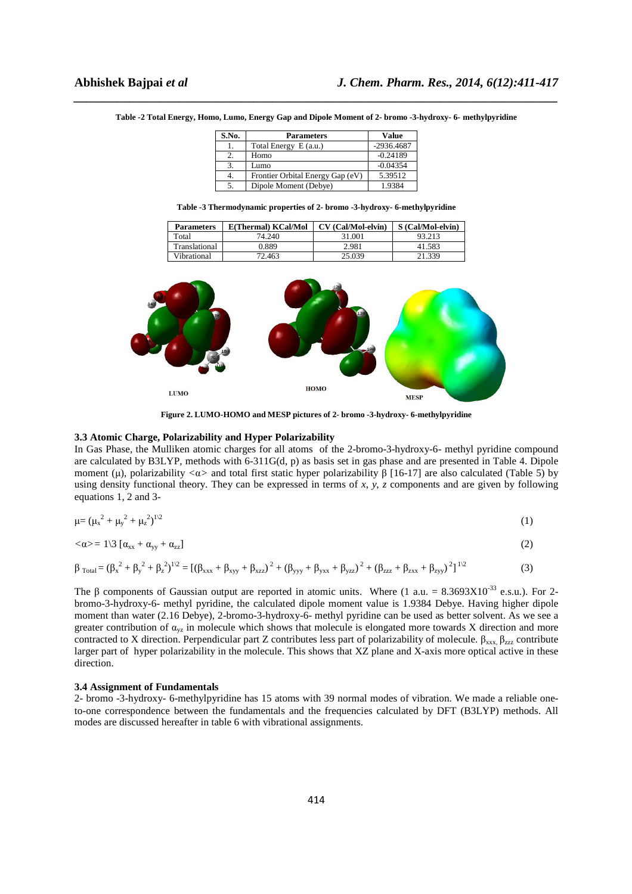**Table -2 Total Energy, Homo, Lumo, Energy Gap and Dipole Moment of 2- bromo -3-hydroxy- 6- methylpyridine**

| S.No. | Parameters | Value |
|---|---|---|
| 1. | Total Energy E (a.u.) | -2936.4687 |
| 2. | Homo | -0.24189 |
| 3. | Lumo | -0.04354 |
| 4. | Frontier Orbital Energy Gap (eV) | 5.39512 |
| 5. | Dipole Moment (Debye) | 1.9384 |

**Table -3 Thermodynamic properties of 2- bromo -3-hydroxy- 6-methylpyridine**

| Parameters | E(Thermal) KCal/Mol | CV (Cal/Mol-elvin) | S (Cal/Mol-elvin) |
|---|---|---|---|
| Total | 74.240 | 31.001 | 93.213 |
| Translational | 0.889 | 2.981 | 41.583 |
| Vibrational | 72.463 | 25.039 | 21.339 |

**Figure 2. LUMO-HOMO and MESP pictures of 2- bromo -3-hydroxy- 6-methylpyridine**

### 3.3 Atomic Charge, Polarizability and Hyper Polarizability

In Gas Phase, the Mulliken atomic charges for all atoms of the 2-bromo-3-hydroxy-6- methyl pyridine compound are calculated by B3LYP, methods with 6-311G(d, p) as basis set in gas phase and are presented in Table 4. Dipole moment (μ), polarizability <α> and total first static hyper polarizability β [16-17] are also calculated (Table 5) by using density functional theory. They can be expressed in terms of *x, y, z* components and are given by following equations 1, 2 and 3-

$$\mu = (\mu_x^2 + \mu_y^2 + \mu_z^2)^{1\backslash 2} \tag{1}$$

$$<\alpha> = 1\backslash 3\,[\alpha_{xx} + \alpha_{yy} + \alpha_{zz}] \tag{2}$$

$$\beta_{Total} = (\beta_x^2 + \beta_y^2 + \beta_z^2)^{1\backslash 2} = [(\beta_{xxx} + \beta_{xyy} + \beta_{xzz})^2 + (\beta_{yyy} + \beta_{yxx} + \beta_{yzz})^2 + (\beta_{zzz} + \beta_{zxx} + \beta_{zyy})^2]^{1\backslash 2} \tag{3}$$

The β components of Gaussian output are reported in atomic units. Where (1 a.u. = $8.3693 \times 10^{-33}$ e.s.u.). For 2-bromo-3-hydroxy-6- methyl pyridine, the calculated dipole moment value is 1.9384 Debye. Having higher dipole moment than water (2.16 Debye), 2-bromo-3-hydroxy-6- methyl pyridine can be used as better solvent. As we see a greater contribution of $\alpha_{yz}$ in molecule which shows that molecule is elongated more towards X direction and more contracted to X direction. Perpendicular part Z contributes less part of polarizability of molecule. $\beta_{xxx}$, $\beta_{zzz}$ contribute larger part of hyper polarizability in the molecule. This shows that XZ plane and X-axis more optical active in these direction.

### 3.4 Assignment of Fundamentals

2- bromo -3-hydroxy- 6-methylpyridine has 15 atoms with 39 normal modes of vibration. We made a reliable one-to-one correspondence between the fundamentals and the frequencies calculated by DFT (B3LYP) methods. All modes are discussed hereafter in table 6 with vibrational assignments.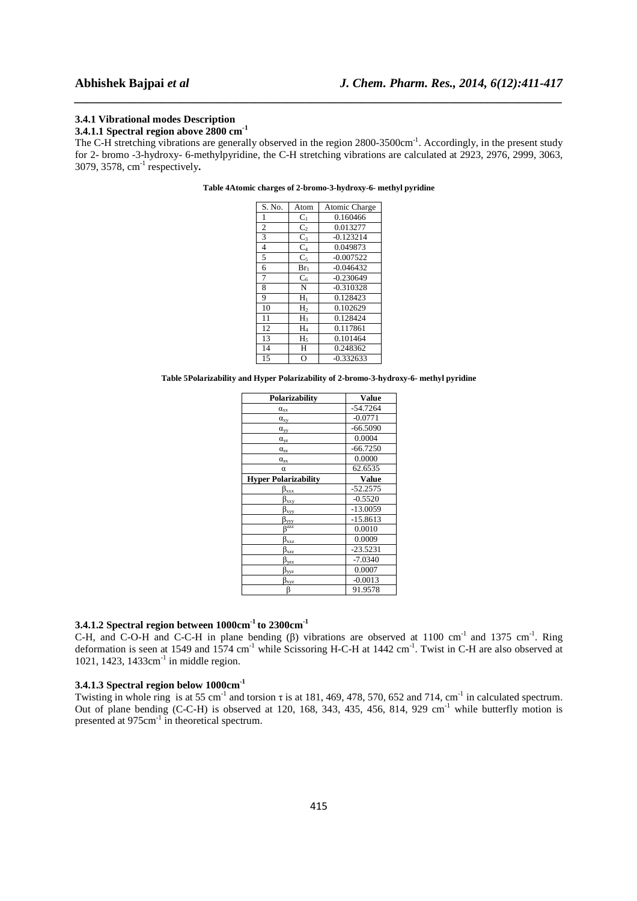### 3.4.1 Vibrational modes Description

#### 3.4.1.1 Spectral region above 2800 $cm^{-1}$

The C-H stretching vibrations are generally observed in the region 2800-3500$cm^{-1}$. Accordingly, in the present study for 2- bromo -3-hydroxy- 6-methylpyridine, the C-H stretching vibrations are calculated at 2923, 2976, 2999, 3063, 3079, 3578, $cm^{-1}$ respectively**.**

**Table 4Atomic charges of 2-bromo-3-hydroxy-6- methyl pyridine**

| S. No. | Atom | Atomic Charge |
|---|---|---|
| 1 | $C_1$ | 0.160466 |
| 2 | $C_2$ | 0.013277 |
| 3 | $C_3$ | -0.123214 |
| 4 | $C_4$ | 0.049873 |
| 5 | $C_5$ | -0.007522 |
| 6 | $Br_1$ | -0.046432 |
| 7 | $C_6$ | -0.230649 |
| 8 | N | -0.310328 |
| 9 | $H_1$ | 0.128423 |
| 10 | $H_2$ | 0.102629 |
| 11 | $H_3$ | 0.128424 |
| 12 | $H_4$ | 0.117861 |
| 13 | $H_5$ | 0.101464 |
| 14 | H | 0.248362 |
| 15 | O | -0.332633 |

**Table 5Polarizability and Hyper Polarizability of 2-bromo-3-hydroxy-6- methyl pyridine**

| Polarizability | Value |
|---|---|
| $\alpha_{xx}$ | -54.7264 |
| $\alpha_{xy}$ | -0.0771 |
| $\alpha_{yy}$ | -66.5090 |
| $\alpha_{yz}$ | 0.0004 |
| $\alpha_{zz}$ | -66.7250 |
| $\alpha_{zx}$ | 0.0000 |
| $\alpha$ | 62.6535 |
| **Hyper Polarizability** | **Value** |
| $\beta_{xxx}$ | -52.2575 |
| $\beta_{xxy}$ | -0.5520 |
| $\beta_{xyy}$ | -13.0059 |
| $\beta_{yyy}$ | -15.8613 |
| $\beta^{zzz}$ | 0.0010 |
| $\beta_{xxz}$ | 0.0009 |
| $\beta_{xzz}$ | -23.5231 |
| $\beta_{yzz}$ | -7.0340 |
| $\beta_{yyz}$ | 0.0007 |
| $\beta_{xyz}$ | -0.0013 |
| $\beta$ | 91.9578 |

#### 3.4.1.2 Spectral region between 1000$cm^{-1}$ to 2300$cm^{-1}$

C-H, and C-O-H and C-C-H in plane bending (β) vibrations are observed at 1100 $cm^{-1}$ and 1375 $cm^{-1}$. Ring deformation is seen at 1549 and 1574 $cm^{-1}$ while Scissoring H-C-H at 1442 $cm^{-1}$. Twist in C-H are also observed at 1021, 1423, 1433$cm^{-1}$ in middle region.

#### 3.4.1.3 Spectral region below 1000$cm^{-1}$

Twisting in whole ring is at 55 $cm^{-1}$ and torsion τ is at 181, 469, 478, 570, 652 and 714, $cm^{-1}$ in calculated spectrum. Out of plane bending (C-C-H) is observed at 120, 168, 343, 435, 456, 814, 929 $cm^{-1}$ while butterfly motion is presented at 975$cm^{-1}$ in theoretical spectrum.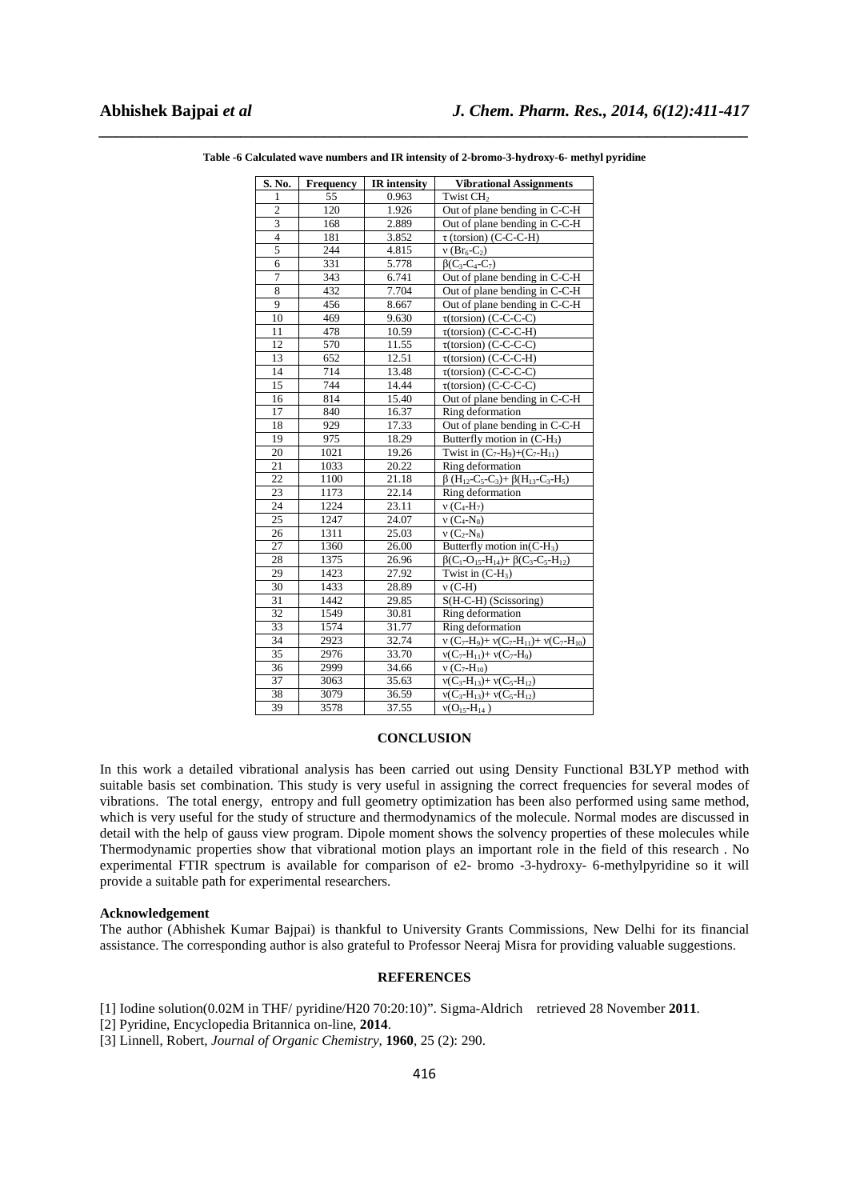**Table -6 Calculated wave numbers and IR intensity of 2-bromo-3-hydroxy-6- methyl pyridine**

| S. No. | Frequency | IR intensity | Vibrational Assignments |
|---|---|---|---|
| 1 | 55 | 0.963 | Twist $CH_2$ |
| 2 | 120 | 1.926 | Out of plane bending in C-C-H |
| 3 | 168 | 2.889 | Out of plane bending in C-C-H |
| 4 | 181 | 3.852 | $\tau$ (torsion) (C-C-C-H) |
| 5 | 244 | 4.815 | $\nu$ ($Br_6$-$C_2$) |
| 6 | 331 | 5.778 | $\beta$($C_3$-$C_4$-$C_7$) |
| 7 | 343 | 6.741 | Out of plane bending in C-C-H |
| 8 | 432 | 7.704 | Out of plane bending in C-C-H |
| 9 | 456 | 8.667 | Out of plane bending in C-C-H |
| 10 | 469 | 9.630 | $\tau$(torsion) (C-C-C-C) |
| 11 | 478 | 10.59 | $\tau$(torsion) (C-C-C-H) |
| 12 | 570 | 11.55 | $\tau$(torsion) (C-C-C-C) |
| 13 | 652 | 12.51 | $\tau$(torsion) (C-C-C-H) |
| 14 | 714 | 13.48 | $\tau$(torsion) (C-C-C-C) |
| 15 | 744 | 14.44 | $\tau$(torsion) (C-C-C-C) |
| 16 | 814 | 15.40 | Out of plane bending in C-C-H |
| 17 | 840 | 16.37 | Ring deformation |
| 18 | 929 | 17.33 | Out of plane bending in C-C-H |
| 19 | 975 | 18.29 | Butterfly motion in (C-$H_3$) |
| 20 | 1021 | 19.26 | Twist in ($C_7$-$H_9$)+($C_7$-$H_{11}$) |
| 21 | 1033 | 20.22 | Ring deformation |
| 22 | 1100 | 21.18 | $\beta$ ($H_{12}$-$C_5$-$C_3$)+ $\beta$($H_{13}$-$C_3$-$H_5$) |
| 23 | 1173 | 22.14 | Ring deformation |
| 24 | 1224 | 23.11 | $\nu$ ($C_4$-$H_7$) |
| 25 | 1247 | 24.07 | $\nu$ ($C_4$-$N_8$) |
| 26 | 1311 | 25.03 | $\nu$ ($C_2$-$N_8$) |
| 27 | 1360 | 26.00 | Butterfly motion in(C-$H_3$) |
| 28 | 1375 | 26.96 | $\beta$($C_1$-$O_{15}$-$H_{14}$)+ $\beta$($C_3$-$C_5$-$H_{12}$) |
| 29 | 1423 | 27.92 | Twist in (C-$H_3$) |
| 30 | 1433 | 28.89 | $\nu$ (C-H) |
| 31 | 1442 | 29.85 | S(H-C-H) (Scissoring) |
| 32 | 1549 | 30.81 | Ring deformation |
| 33 | 1574 | 31.77 | Ring deformation |
| 34 | 2923 | 32.74 | $\nu$ ($C_7$-$H_9$)+ $\nu$($C_7$-$H_{11}$)+ $\nu$($C_7$-$H_{10}$) |
| 35 | 2976 | 33.70 | $\nu$($C_7$-$H_{11}$)+ $\nu$($C_7$-$H_9$) |
| 36 | 2999 | 34.66 | $\nu$ ($C_7$-$H_{10}$) |
| 37 | 3063 | 35.63 | $\nu$($C_3$-$H_{13}$)+ $\nu$($C_5$-$H_{12}$) |
| 38 | 3079 | 36.59 | $\nu$($C_3$-$H_{13}$)+ $\nu$($C_5$-$H_{12}$) |
| 39 | 3578 | 37.55 | $\nu$($O_{15}$-$H_{14}$ ) |

## CONCLUSION

In this work a detailed vibrational analysis has been carried out using Density Functional B3LYP method with suitable basis set combination. This study is very useful in assigning the correct frequencies for several modes of vibrations. The total energy, entropy and full geometry optimization has been also performed using same method, which is very useful for the study of structure and thermodynamics of the molecule. Normal modes are discussed in detail with the help of gauss view program. Dipole moment shows the solvency properties of these molecules while Thermodynamic properties show that vibrational motion plays an important role in the field of this research . No experimental FTIR spectrum is available for comparison of e2- bromo -3-hydroxy- 6-methylpyridine so it will provide a suitable path for experimental researchers.

### Acknowledgement

The author (Abhishek Kumar Bajpai) is thankful to University Grants Commissions, New Delhi for its financial assistance. The corresponding author is also grateful to Professor Neeraj Misra for providing valuable suggestions.

## REFERENCES

[1] Iodine solution(0.02M in THF/ pyridine/H20 70:20:10)". Sigma-Aldrich retrieved 28 November **2011**.

[2] Pyridine, Encyclopedia Britannica on-line, **2014**.

[3] Linnell, Robert, *Journal of Organic Chemistry*, **1960**, 25 (2): 290.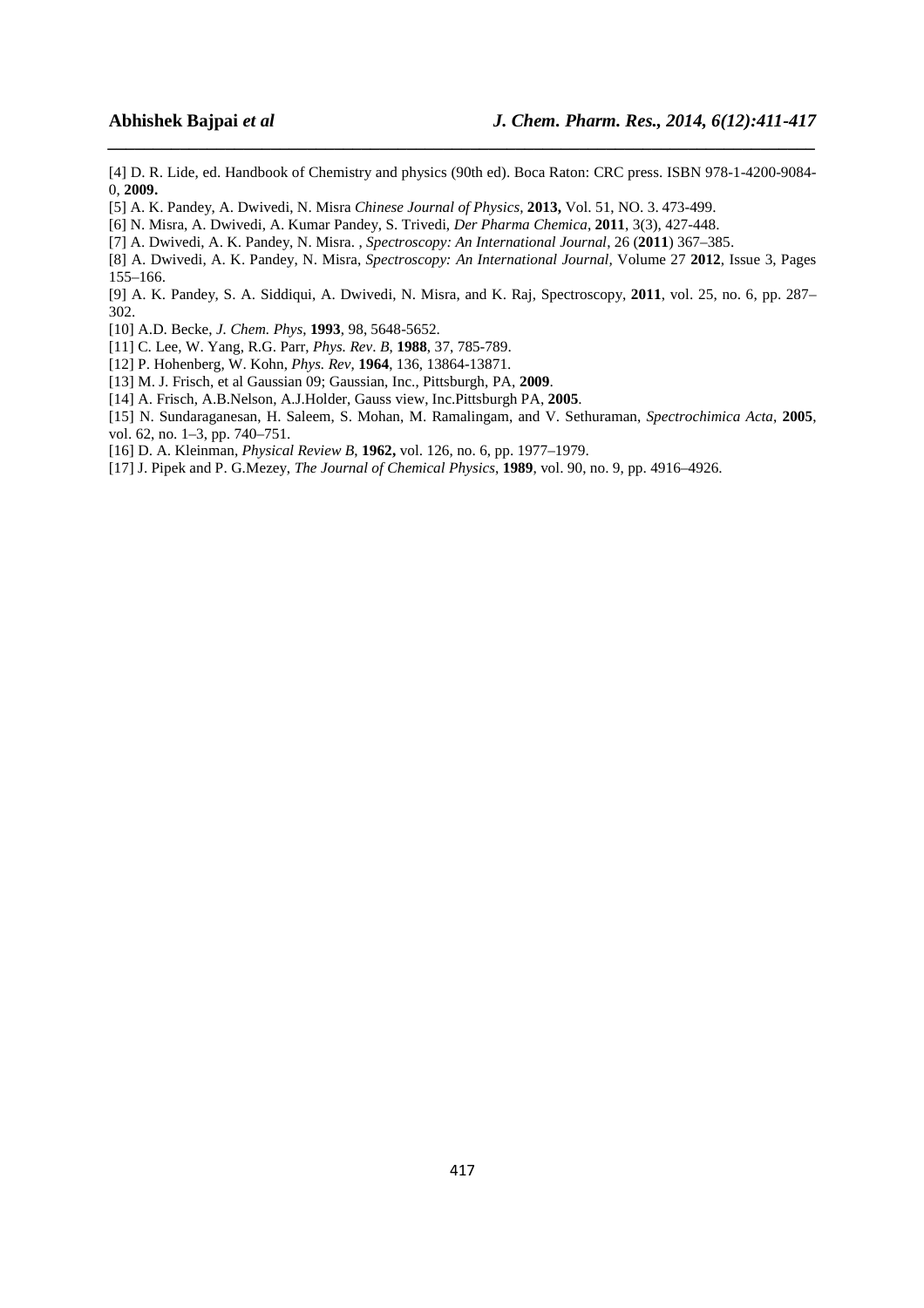[4] D. R. Lide, ed. Handbook of Chemistry and physics (90th ed). Boca Raton: CRC press. ISBN 978-1-4200-9084-0, **2009.**

[5] A. K. Pandey, A. Dwivedi, N. Misra *Chinese Journal of Physics,* **2013,** Vol. 51, NO. 3. 473-499.

[6] N. Misra, A. Dwivedi, A. Kumar Pandey, S. Trivedi, *Der Pharma Chemica*, **2011**, 3(3), 427-448.

[7] A. Dwivedi, A. K. Pandey, N. Misra. , *Spectroscopy: An International Journal*, 26 (**2011**) 367–385.

[8] A. Dwivedi, A. K. Pandey, N. Misra, *Spectroscopy: An International Journal,* Volume 27 **2012**, Issue 3, Pages 155–166.

[9] A. K. Pandey, S. A. Siddiqui, A. Dwivedi, N. Misra, and K. Raj, Spectroscopy, **2011**, vol. 25, no. 6, pp. 287–302.

[10] A.D. Becke, *J. Chem. Phys*, **1993**, 98, 5648-5652.

[11] C. Lee, W. Yang, R.G. Parr, *Phys. Rev. B*, **1988**, 37, 785-789.

[12] P. Hohenberg, W. Kohn, *Phys. Rev*, **1964**, 136, 13864-13871.

[13] M. J. Frisch, et al Gaussian 09; Gaussian, Inc., Pittsburgh, PA, **2009**.

[14] A. Frisch, A.B.Nelson, A.J.Holder, Gauss view, Inc.Pittsburgh PA, **2005**.

[15] N. Sundaraganesan, H. Saleem, S. Mohan, M. Ramalingam, and V. Sethuraman, *Spectrochimica Acta*, **2005**, vol. 62, no. 1–3, pp. 740–751.

[16] D. A. Kleinman, *Physical Review B*, **1962,** vol. 126, no. 6, pp. 1977–1979.

[17] J. Pipek and P. G.Mezey, *The Journal of Chemical Physics*, **1989**, vol. 90, no. 9, pp. 4916–4926.